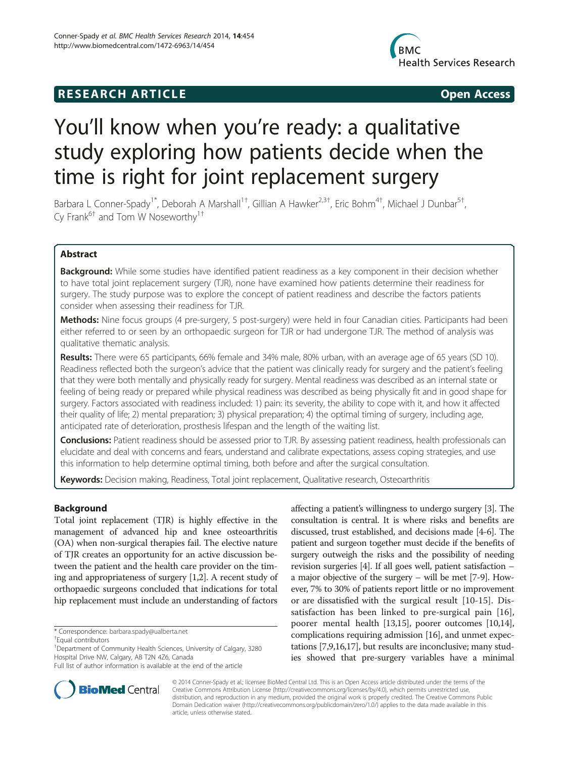RESEARCH ARTICLE Open Access

# You'll know when you're ready: a qualitative study exploring how patients decide when the time is right for joint replacement surgery

Barbara L Conner-Spady[1*], Deborah A Marshall[1†], Gillian A Hawker[2,3†], Eric Bohm[4†], Michael J Dunbar[5†], Cy Frank[6†] and Tom W Noseworthy[1†]

## Abstract

**Background:** While some studies have identified patient readiness as a key component in their decision whether to have total joint replacement surgery (TJR), none have examined how patients determine their readiness for surgery. The study purpose was to explore the concept of patient readiness and describe the factors patients consider when assessing their readiness for TJR.

**Methods:** Nine focus groups (4 pre-surgery, 5 post-surgery) were held in four Canadian cities. Participants had been either referred to or seen by an orthopaedic surgeon for TJR or had undergone TJR. The method of analysis was qualitative thematic analysis.

**Results:** There were 65 participants, 66% female and 34% male, 80% urban, with an average age of 65 years (SD 10). Readiness reflected both the surgeon's advice that the patient was clinically ready for surgery and the patient's feeling that they were both mentally and physically ready for surgery. Mental readiness was described as an internal state or feeling of being ready or prepared while physical readiness was described as being physically fit and in good shape for surgery. Factors associated with readiness included: 1) pain: its severity, the ability to cope with it, and how it affected their quality of life; 2) mental preparation; 3) physical preparation; 4) the optimal timing of surgery, including age, anticipated rate of deterioration, prosthesis lifespan and the length of the waiting list.

**Conclusions:** Patient readiness should be assessed prior to TJR. By assessing patient readiness, health professionals can elucidate and deal with concerns and fears, understand and calibrate expectations, assess coping strategies, and use this information to help determine optimal timing, both before and after the surgical consultation.

**Keywords:** Decision making, Readiness, Total joint replacement, Qualitative research, Osteoarthritis

## Background

Total joint replacement (TJR) is highly effective in the management of advanced hip and knee osteoarthritis (OA) when non-surgical therapies fail. The elective nature of TJR creates an opportunity for an active discussion between the patient and the health care provider on the timing and appropriateness of surgery [1,2]. A recent study of orthopaedic surgeons concluded that indications for total hip replacement must include an understanding of factors affecting a patient's willingness to undergo surgery [3]. The consultation is central. It is where risks and benefits are discussed, trust established, and decisions made [4-6]. The patient and surgeon together must decide if the benefits of surgery outweigh the risks and the possibility of needing revision surgeries [4]. If all goes well, patient satisfaction – a major objective of the surgery – will be met [7-9]. However, 7% to 30% of patients report little or no improvement or are dissatisfied with the surgical result [10-15]. Dissatisfaction has been linked to pre-surgical pain [16], poorer mental health [13,15], poorer outcomes [10,14], complications requiring admission [16], and unmet expectations [7,9,16,17], but results are inconclusive; many studies showed that pre-surgery variables have a minimal

\* Correspondence: barbara.spady@ualberta.net
†Equal contributors
[1]Department of Community Health Sciences, University of Calgary, 3280 Hospital Drive NW, Calgary, AB T2N 4Z6, Canada
Full list of author information is available at the end of the article

© 2014 Conner-Spady et al.; licensee BioMed Central Ltd. This is an Open Access article distributed under the terms of the Creative Commons Attribution License (http://creativecommons.org/licenses/by/4.0), which permits unrestricted use, distribution, and reproduction in any medium, provided the original work is properly credited. The Creative Commons Public Domain Dedication waiver (http://creativecommons.org/publicdomain/zero/1.0/) applies to the data made available in this article, unless otherwise stated.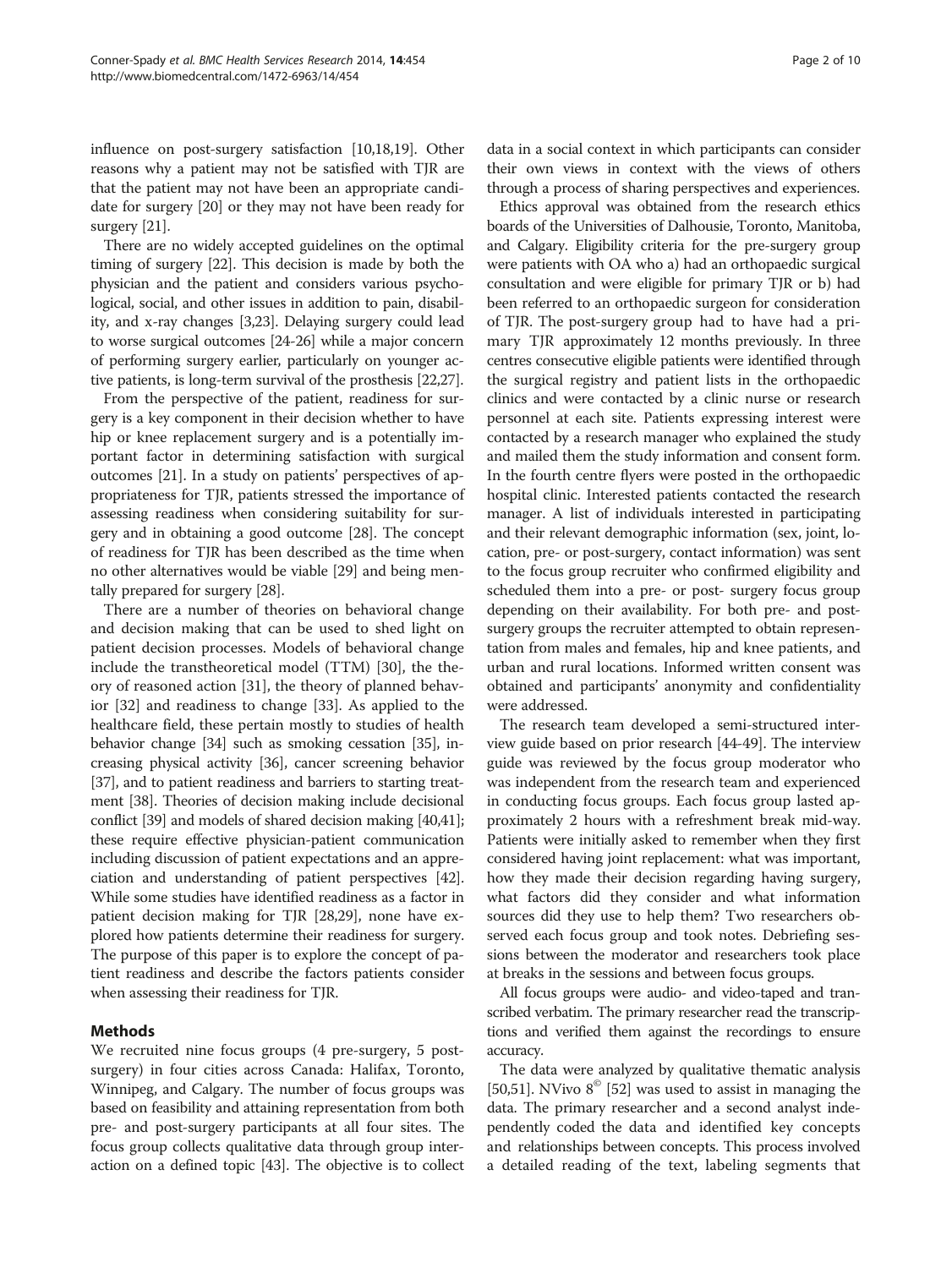influence on post-surgery satisfaction [10,18,19]. Other reasons why a patient may not be satisfied with TJR are that the patient may not have been an appropriate candidate for surgery [20] or they may not have been ready for surgery [21].

There are no widely accepted guidelines on the optimal timing of surgery [22]. This decision is made by both the physician and the patient and considers various psychological, social, and other issues in addition to pain, disability, and x-ray changes [3,23]. Delaying surgery could lead to worse surgical outcomes [24-26] while a major concern of performing surgery earlier, particularly on younger active patients, is long-term survival of the prosthesis [22,27].

From the perspective of the patient, readiness for surgery is a key component in their decision whether to have hip or knee replacement surgery and is a potentially important factor in determining satisfaction with surgical outcomes [21]. In a study on patients' perspectives of appropriateness for TJR, patients stressed the importance of assessing readiness when considering suitability for surgery and in obtaining a good outcome [28]. The concept of readiness for TJR has been described as the time when no other alternatives would be viable [29] and being mentally prepared for surgery [28].

There are a number of theories on behavioral change and decision making that can be used to shed light on patient decision processes. Models of behavioral change include the transtheoretical model (TTM) [30], the theory of reasoned action [31], the theory of planned behavior [32] and readiness to change [33]. As applied to the healthcare field, these pertain mostly to studies of health behavior change [34] such as smoking cessation [35], increasing physical activity [36], cancer screening behavior [37], and to patient readiness and barriers to starting treatment [38]. Theories of decision making include decisional conflict [39] and models of shared decision making [40,41]; these require effective physician-patient communication including discussion of patient expectations and an appreciation and understanding of patient perspectives [42]. While some studies have identified readiness as a factor in patient decision making for TJR [28,29], none have explored how patients determine their readiness for surgery. The purpose of this paper is to explore the concept of patient readiness and describe the factors patients consider when assessing their readiness for TJR.

## Methods

We recruited nine focus groups (4 pre-surgery, 5 post-surgery) in four cities across Canada: Halifax, Toronto, Winnipeg, and Calgary. The number of focus groups was based on feasibility and attaining representation from both pre- and post-surgery participants at all four sites. The focus group collects qualitative data through group interaction on a defined topic [43]. The objective is to collect data in a social context in which participants can consider their own views in context with the views of others through a process of sharing perspectives and experiences.

Ethics approval was obtained from the research ethics boards of the Universities of Dalhousie, Toronto, Manitoba, and Calgary. Eligibility criteria for the pre-surgery group were patients with OA who a) had an orthopaedic surgical consultation and were eligible for primary TJR or b) had been referred to an orthopaedic surgeon for consideration of TJR. The post-surgery group had to have had a primary TJR approximately 12 months previously. In three centres consecutive eligible patients were identified through the surgical registry and patient lists in the orthopaedic clinics and were contacted by a clinic nurse or research personnel at each site. Patients expressing interest were contacted by a research manager who explained the study and mailed them the study information and consent form. In the fourth centre flyers were posted in the orthopaedic hospital clinic. Interested patients contacted the research manager. A list of individuals interested in participating and their relevant demographic information (sex, joint, location, pre- or post-surgery, contact information) was sent to the focus group recruiter who confirmed eligibility and scheduled them into a pre- or post- surgery focus group depending on their availability. For both pre- and post-surgery groups the recruiter attempted to obtain representation from males and females, hip and knee patients, and urban and rural locations. Informed written consent was obtained and participants' anonymity and confidentiality were addressed.

The research team developed a semi-structured interview guide based on prior research [44-49]. The interview guide was reviewed by the focus group moderator who was independent from the research team and experienced in conducting focus groups. Each focus group lasted approximately 2 hours with a refreshment break mid-way. Patients were initially asked to remember when they first considered having joint replacement: what was important, how they made their decision regarding having surgery, what factors did they consider and what information sources did they use to help them? Two researchers observed each focus group and took notes. Debriefing sessions between the moderator and researchers took place at breaks in the sessions and between focus groups.

All focus groups were audio- and video-taped and transcribed verbatim. The primary researcher read the transcriptions and verified them against the recordings to ensure accuracy.

The data were analyzed by qualitative thematic analysis [50,51]. NVivo 8© [52] was used to assist in managing the data. The primary researcher and a second analyst independently coded the data and identified key concepts and relationships between concepts. This process involved a detailed reading of the text, labeling segments that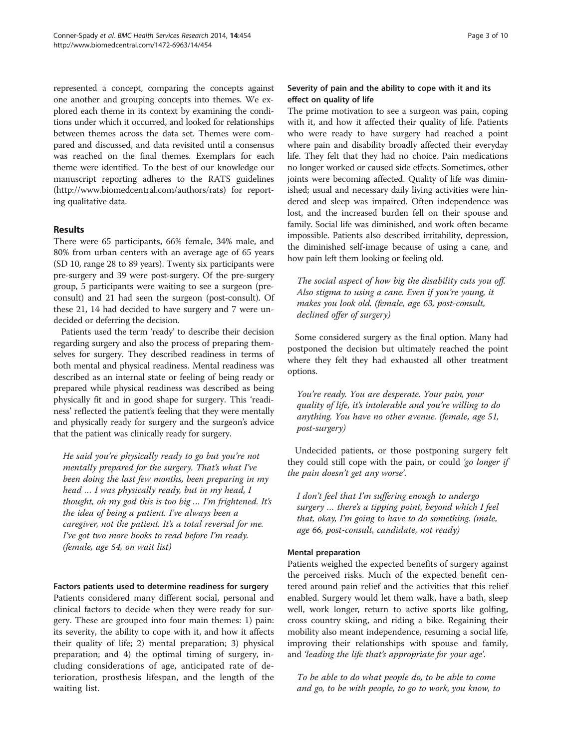represented a concept, comparing the concepts against one another and grouping concepts into themes. We explored each theme in its context by examining the conditions under which it occurred, and looked for relationships between themes across the data set. Themes were compared and discussed, and data revisited until a consensus was reached on the final themes. Exemplars for each theme were identified. To the best of our knowledge our manuscript reporting adheres to the RATS guidelines (http://www.biomedcentral.com/authors/rats) for reporting qualitative data.

## Results

There were 65 participants, 66% female, 34% male, and 80% from urban centers with an average age of 65 years (SD 10, range 28 to 89 years). Twenty six participants were pre-surgery and 39 were post-surgery. Of the pre-surgery group, 5 participants were waiting to see a surgeon (pre-consult) and 21 had seen the surgeon (post-consult). Of these 21, 14 had decided to have surgery and 7 were undecided or deferring the decision.

Patients used the term 'ready' to describe their decision regarding surgery and also the process of preparing themselves for surgery. They described readiness in terms of both mental and physical readiness. Mental readiness was described as an internal state or feeling of being ready or prepared while physical readiness was described as being physically fit and in good shape for surgery. This 'readiness' reflected the patient's feeling that they were mentally and physically ready for surgery and the surgeon's advice that the patient was clinically ready for surgery.

> *He said you're physically ready to go but you're not mentally prepared for the surgery. That's what I've been doing the last few months, been preparing in my head … I was physically ready, but in my head, I thought, oh my god this is too big … I'm frightened. It's the idea of being a patient. I've always been a caregiver, not the patient. It's a total reversal for me. I've got two more books to read before I'm ready. (female, age 54, on wait list)*

### Factors patients used to determine readiness for surgery

Patients considered many different social, personal and clinical factors to decide when they were ready for surgery. These are grouped into four main themes: 1) pain: its severity, the ability to cope with it, and how it affects their quality of life; 2) mental preparation; 3) physical preparation; and 4) the optimal timing of surgery, including considerations of age, anticipated rate of deterioration, prosthesis lifespan, and the length of the waiting list.

### Severity of pain and the ability to cope with it and its effect on quality of life

The prime motivation to see a surgeon was pain, coping with it, and how it affected their quality of life. Patients who were ready to have surgery had reached a point where pain and disability broadly affected their everyday life. They felt that they had no choice. Pain medications no longer worked or caused side effects. Sometimes, other joints were becoming affected. Quality of life was diminished; usual and necessary daily living activities were hindered and sleep was impaired. Often independence was lost, and the increased burden fell on their spouse and family. Social life was diminished, and work often became impossible. Patients also described irritability, depression, the diminished self-image because of using a cane, and how pain left them looking or feeling old.

> *The social aspect of how big the disability cuts you off. Also stigma to using a cane. Even if you're young, it makes you look old. (female, age 63, post-consult, declined offer of surgery)*

Some considered surgery as the final option. Many had postponed the decision but ultimately reached the point where they felt they had exhausted all other treatment options.

> *You're ready. You are desperate. Your pain, your quality of life, it's intolerable and you're willing to do anything. You have no other avenue. (female, age 51, post-surgery)*

Undecided patients, or those postponing surgery felt they could still cope with the pain, or could *'go longer if the pain doesn't get any worse'*.

> *I don't feel that I'm suffering enough to undergo surgery … there's a tipping point, beyond which I feel that, okay, I'm going to have to do something. (male, age 66, post-consult, candidate, not ready)*

### Mental preparation

Patients weighed the expected benefits of surgery against the perceived risks. Much of the expected benefit centered around pain relief and the activities that this relief enabled. Surgery would let them walk, have a bath, sleep well, work longer, return to active sports like golfing, cross country skiing, and riding a bike. Regaining their mobility also meant independence, resuming a social life, improving their relationships with spouse and family, and *'leading the life that's appropriate for your age'*.

> *To be able to do what people do, to be able to come and go, to be with people, to go to work, you know, to*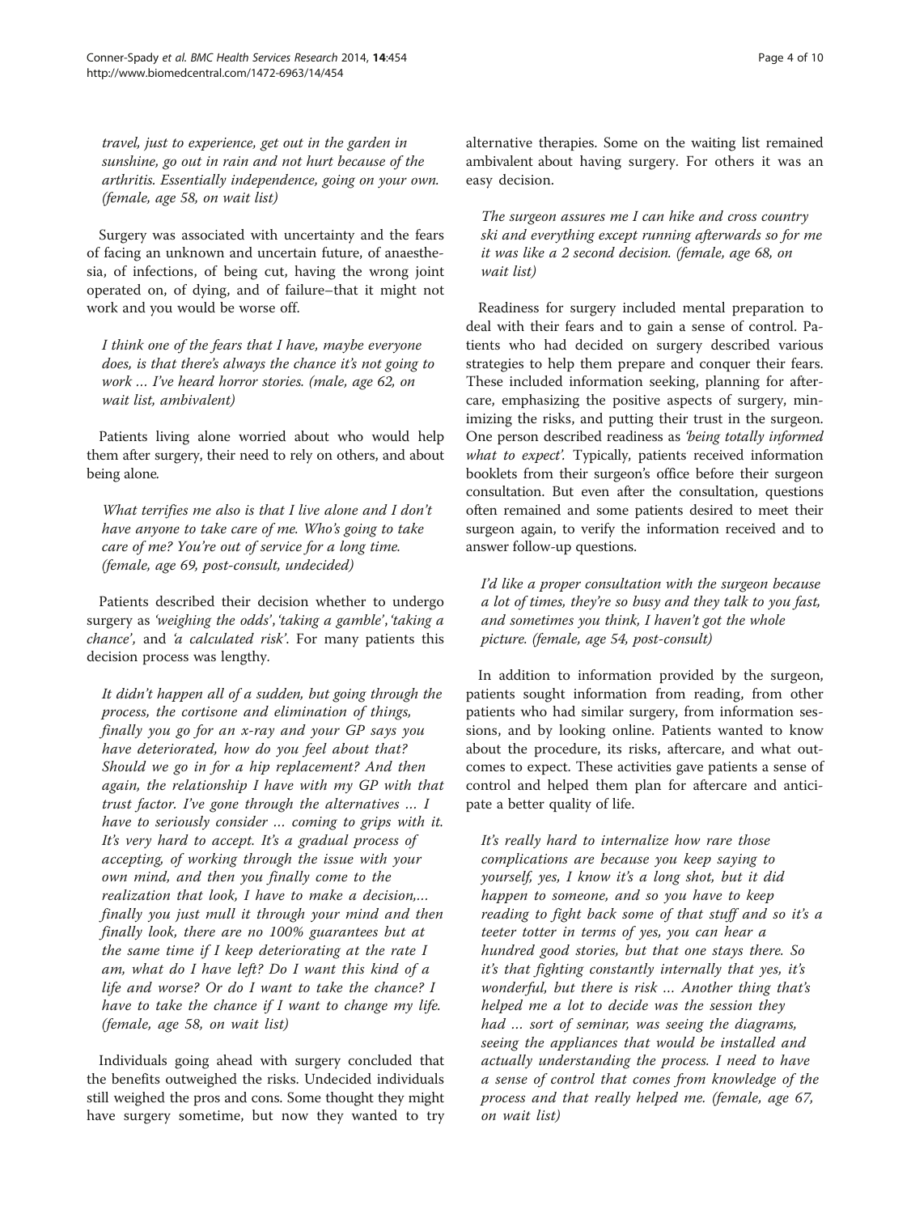*travel, just to experience, get out in the garden in sunshine, go out in rain and not hurt because of the arthritis. Essentially independence, going on your own. (female, age 58, on wait list)*

Surgery was associated with uncertainty and the fears of facing an unknown and uncertain future, of anaesthesia, of infections, of being cut, having the wrong joint operated on, of dying, and of failure–that it might not work and you would be worse off.

*I think one of the fears that I have, maybe everyone does, is that there's always the chance it's not going to work … I've heard horror stories. (male, age 62, on wait list, ambivalent)*

Patients living alone worried about who would help them after surgery, their need to rely on others, and about being alone.

*What terrifies me also is that I live alone and I don't have anyone to take care of me. Who's going to take care of me? You're out of service for a long time. (female, age 69, post-consult, undecided)*

Patients described their decision whether to undergo surgery as *'weighing the odds'*, *'taking a gamble'*, *'taking a chance'*, and *'a calculated risk'*. For many patients this decision process was lengthy.

*It didn't happen all of a sudden, but going through the process, the cortisone and elimination of things, finally you go for an x-ray and your GP says you have deteriorated, how do you feel about that? Should we go in for a hip replacement? And then again, the relationship I have with my GP with that trust factor. I've gone through the alternatives … I have to seriously consider … coming to grips with it. It's very hard to accept. It's a gradual process of accepting, of working through the issue with your own mind, and then you finally come to the realization that look, I have to make a decision,… finally you just mull it through your mind and then finally look, there are no 100% guarantees but at the same time if I keep deteriorating at the rate I am, what do I have left? Do I want this kind of a life and worse? Or do I want to take the chance? I have to take the chance if I want to change my life. (female, age 58, on wait list)*

Individuals going ahead with surgery concluded that the benefits outweighed the risks. Undecided individuals still weighed the pros and cons. Some thought they might have surgery sometime, but now they wanted to try alternative therapies. Some on the waiting list remained ambivalent about having surgery. For others it was an easy decision.

*The surgeon assures me I can hike and cross country ski and everything except running afterwards so for me it was like a 2 second decision. (female, age 68, on wait list)*

Readiness for surgery included mental preparation to deal with their fears and to gain a sense of control. Patients who had decided on surgery described various strategies to help them prepare and conquer their fears. These included information seeking, planning for aftercare, emphasizing the positive aspects of surgery, minimizing the risks, and putting their trust in the surgeon. One person described readiness as *'being totally informed what to expect'*. Typically, patients received information booklets from their surgeon's office before their surgeon consultation. But even after the consultation, questions often remained and some patients desired to meet their surgeon again, to verify the information received and to answer follow-up questions.

*I'd like a proper consultation with the surgeon because a lot of times, they're so busy and they talk to you fast, and sometimes you think, I haven't got the whole picture. (female, age 54, post-consult)*

In addition to information provided by the surgeon, patients sought information from reading, from other patients who had similar surgery, from information sessions, and by looking online. Patients wanted to know about the procedure, its risks, aftercare, and what outcomes to expect. These activities gave patients a sense of control and helped them plan for aftercare and anticipate a better quality of life.

*It's really hard to internalize how rare those complications are because you keep saying to yourself, yes, I know it's a long shot, but it did happen to someone, and so you have to keep reading to fight back some of that stuff and so it's a teeter totter in terms of yes, you can hear a hundred good stories, but that one stays there. So it's that fighting constantly internally that yes, it's wonderful, but there is risk … Another thing that's helped me a lot to decide was the session they had … sort of seminar, was seeing the diagrams, seeing the appliances that would be installed and actually understanding the process. I need to have a sense of control that comes from knowledge of the process and that really helped me. (female, age 67, on wait list)*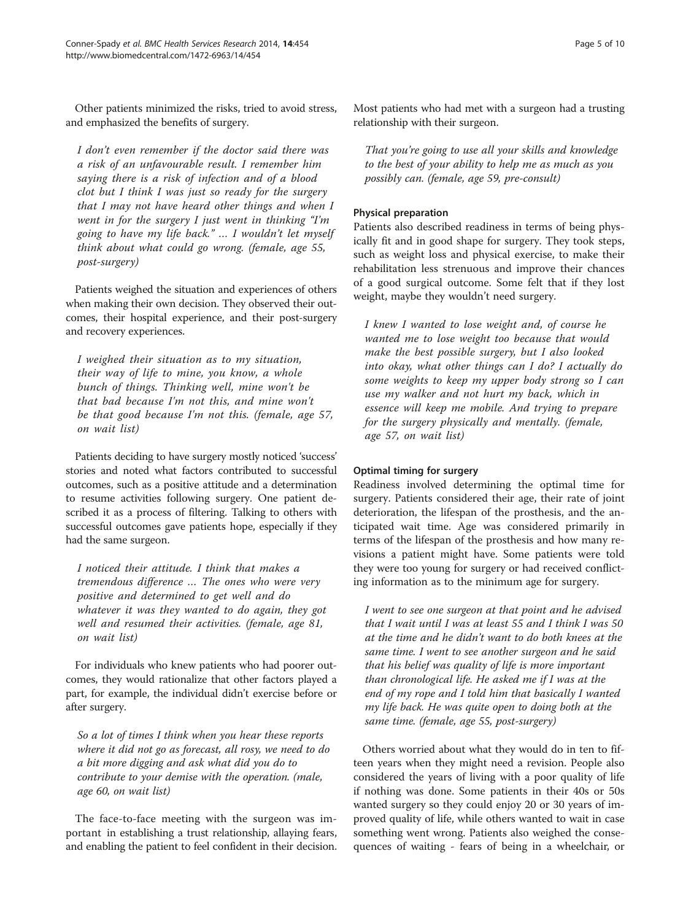Other patients minimized the risks, tried to avoid stress, and emphasized the benefits of surgery.

> *I don't even remember if the doctor said there was a risk of an unfavourable result. I remember him saying there is a risk of infection and of a blood clot but I think I was just so ready for the surgery that I may not have heard other things and when I went in for the surgery I just went in thinking "I'm going to have my life back." … I wouldn't let myself think about what could go wrong. (female, age 55, post-surgery)*

Patients weighed the situation and experiences of others when making their own decision. They observed their outcomes, their hospital experience, and their post-surgery and recovery experiences.

> *I weighed their situation as to my situation, their way of life to mine, you know, a whole bunch of things. Thinking well, mine won't be that bad because I'm not this, and mine won't be that good because I'm not this. (female, age 57, on wait list)*

Patients deciding to have surgery mostly noticed 'success' stories and noted what factors contributed to successful outcomes, such as a positive attitude and a determination to resume activities following surgery. One patient described it as a process of filtering. Talking to others with successful outcomes gave patients hope, especially if they had the same surgeon.

> *I noticed their attitude. I think that makes a tremendous difference … The ones who were very positive and determined to get well and do whatever it was they wanted to do again, they got well and resumed their activities. (female, age 81, on wait list)*

For individuals who knew patients who had poorer outcomes, they would rationalize that other factors played a part, for example, the individual didn't exercise before or after surgery.

> *So a lot of times I think when you hear these reports where it did not go as forecast, all rosy, we need to do a bit more digging and ask what did you do to contribute to your demise with the operation. (male, age 60, on wait list)*

The face-to-face meeting with the surgeon was important in establishing a trust relationship, allaying fears, and enabling the patient to feel confident in their decision. Most patients who had met with a surgeon had a trusting relationship with their surgeon.

> *That you're going to use all your skills and knowledge to the best of your ability to help me as much as you possibly can. (female, age 59, pre-consult)*

#### Physical preparation

Patients also described readiness in terms of being physically fit and in good shape for surgery. They took steps, such as weight loss and physical exercise, to make their rehabilitation less strenuous and improve their chances of a good surgical outcome. Some felt that if they lost weight, maybe they wouldn't need surgery.

> *I knew I wanted to lose weight and, of course he wanted me to lose weight too because that would make the best possible surgery, but I also looked into okay, what other things can I do? I actually do some weights to keep my upper body strong so I can use my walker and not hurt my back, which in essence will keep me mobile. And trying to prepare for the surgery physically and mentally. (female, age 57, on wait list)*

#### Optimal timing for surgery

Readiness involved determining the optimal time for surgery. Patients considered their age, their rate of joint deterioration, the lifespan of the prosthesis, and the anticipated wait time. Age was considered primarily in terms of the lifespan of the prosthesis and how many revisions a patient might have. Some patients were told they were too young for surgery or had received conflicting information as to the minimum age for surgery.

> *I went to see one surgeon at that point and he advised that I wait until I was at least 55 and I think I was 50 at the time and he didn't want to do both knees at the same time. I went to see another surgeon and he said that his belief was quality of life is more important than chronological life. He asked me if I was at the end of my rope and I told him that basically I wanted my life back. He was quite open to doing both at the same time. (female, age 55, post-surgery)*

Others worried about what they would do in ten to fifteen years when they might need a revision. People also considered the years of living with a poor quality of life if nothing was done. Some patients in their 40s or 50s wanted surgery so they could enjoy 20 or 30 years of improved quality of life, while others wanted to wait in case something went wrong. Patients also weighed the consequences of waiting - fears of being in a wheelchair, or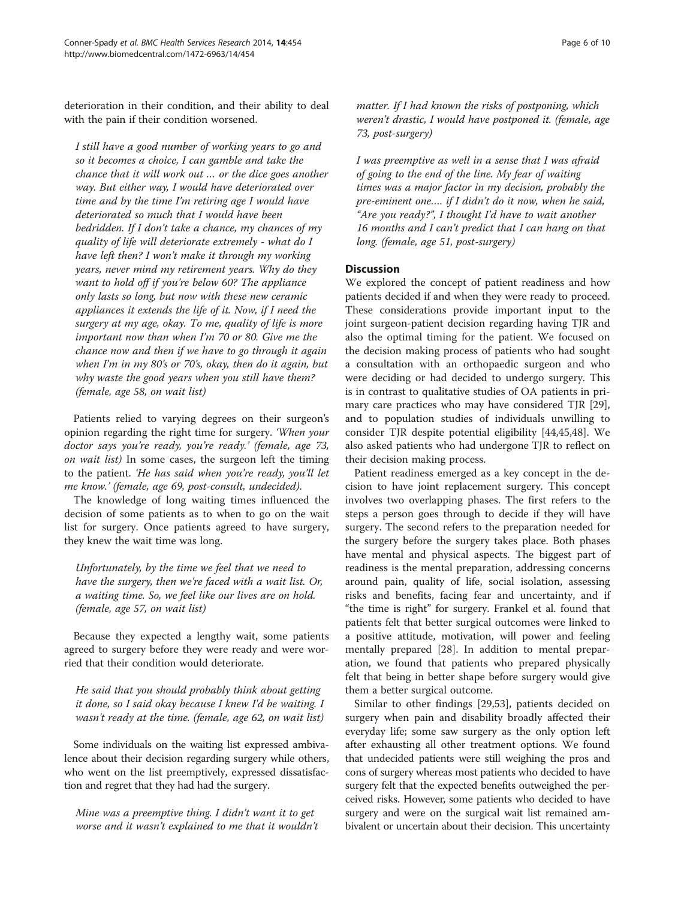deterioration in their condition, and their ability to deal with the pain if their condition worsened.

> *I still have a good number of working years to go and so it becomes a choice, I can gamble and take the chance that it will work out … or the dice goes another way. But either way, I would have deteriorated over time and by the time I'm retiring age I would have deteriorated so much that I would have been bedridden. If I don't take a chance, my chances of my quality of life will deteriorate extremely - what do I have left then? I won't make it through my working years, never mind my retirement years. Why do they want to hold off if you're below 60? The appliance only lasts so long, but now with these new ceramic appliances it extends the life of it. Now, if I need the surgery at my age, okay. To me, quality of life is more important now than when I'm 70 or 80. Give me the chance now and then if we have to go through it again when I'm in my 80's or 70's, okay, then do it again, but why waste the good years when you still have them? (female, age 58, on wait list)*

Patients relied to varying degrees on their surgeon's opinion regarding the right time for surgery. *'When your doctor says you're ready, you're ready.' (female, age 73, on wait list)* In some cases, the surgeon left the timing to the patient. *'He has said when you're ready, you'll let me know.' (female, age 69, post-consult, undecided).*

The knowledge of long waiting times influenced the decision of some patients as to when to go on the wait list for surgery. Once patients agreed to have surgery, they knew the wait time was long.

> *Unfortunately, by the time we feel that we need to have the surgery, then we're faced with a wait list. Or, a waiting time. So, we feel like our lives are on hold. (female, age 57, on wait list)*

Because they expected a lengthy wait, some patients agreed to surgery before they were ready and were worried that their condition would deteriorate.

> *He said that you should probably think about getting it done, so I said okay because I knew I'd be waiting. I wasn't ready at the time. (female, age 62, on wait list)*

Some individuals on the waiting list expressed ambivalence about their decision regarding surgery while others, who went on the list preemptively, expressed dissatisfaction and regret that they had had the surgery.

> *Mine was a preemptive thing. I didn't want it to get worse and it wasn't explained to me that it wouldn't matter. If I had known the risks of postponing, which weren't drastic, I would have postponed it. (female, age 73, post-surgery)*

> *I was preemptive as well in a sense that I was afraid of going to the end of the line. My fear of waiting times was a major factor in my decision, probably the pre-eminent one…. if I didn't do it now, when he said, "Are you ready?", I thought I'd have to wait another 16 months and I can't predict that I can hang on that long. (female, age 51, post-surgery)*

## Discussion

We explored the concept of patient readiness and how patients decided if and when they were ready to proceed. These considerations provide important input to the joint surgeon-patient decision regarding having TJR and also the optimal timing for the patient. We focused on the decision making process of patients who had sought a consultation with an orthopaedic surgeon and who were deciding or had decided to undergo surgery. This is in contrast to qualitative studies of OA patients in primary care practices who may have considered TJR [29], and to population studies of individuals unwilling to consider TJR despite potential eligibility [44,45,48]. We also asked patients who had undergone TJR to reflect on their decision making process.

Patient readiness emerged as a key concept in the decision to have joint replacement surgery. This concept involves two overlapping phases. The first refers to the steps a person goes through to decide if they will have surgery. The second refers to the preparation needed for the surgery before the surgery takes place. Both phases have mental and physical aspects. The biggest part of readiness is the mental preparation, addressing concerns around pain, quality of life, social isolation, assessing risks and benefits, facing fear and uncertainty, and if "the time is right" for surgery. Frankel et al. found that patients felt that better surgical outcomes were linked to a positive attitude, motivation, will power and feeling mentally prepared [28]. In addition to mental preparation, we found that patients who prepared physically felt that being in better shape before surgery would give them a better surgical outcome.

Similar to other findings [29,53], patients decided on surgery when pain and disability broadly affected their everyday life; some saw surgery as the only option left after exhausting all other treatment options. We found that undecided patients were still weighing the pros and cons of surgery whereas most patients who decided to have surgery felt that the expected benefits outweighed the perceived risks. However, some patients who decided to have surgery and were on the surgical wait list remained ambivalent or uncertain about their decision. This uncertainty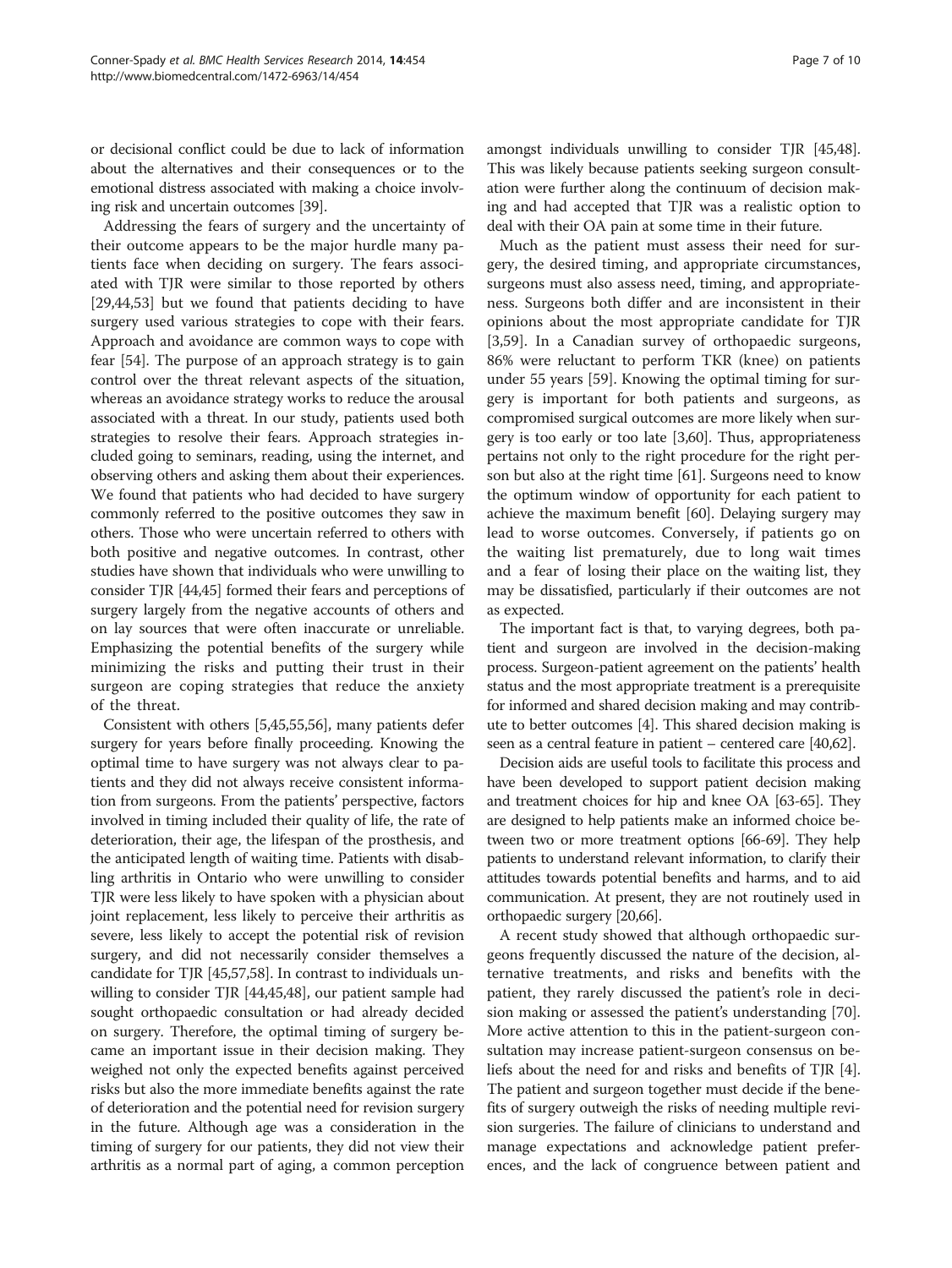or decisional conflict could be due to lack of information about the alternatives and their consequences or to the emotional distress associated with making a choice involving risk and uncertain outcomes [39].

Addressing the fears of surgery and the uncertainty of their outcome appears to be the major hurdle many patients face when deciding on surgery. The fears associated with TJR were similar to those reported by others [29,44,53] but we found that patients deciding to have surgery used various strategies to cope with their fears. Approach and avoidance are common ways to cope with fear [54]. The purpose of an approach strategy is to gain control over the threat relevant aspects of the situation, whereas an avoidance strategy works to reduce the arousal associated with a threat. In our study, patients used both strategies to resolve their fears. Approach strategies included going to seminars, reading, using the internet, and observing others and asking them about their experiences. We found that patients who had decided to have surgery commonly referred to the positive outcomes they saw in others. Those who were uncertain referred to others with both positive and negative outcomes. In contrast, other studies have shown that individuals who were unwilling to consider TJR [44,45] formed their fears and perceptions of surgery largely from the negative accounts of others and on lay sources that were often inaccurate or unreliable. Emphasizing the potential benefits of the surgery while minimizing the risks and putting their trust in their surgeon are coping strategies that reduce the anxiety of the threat.

Consistent with others [5,45,55,56], many patients defer surgery for years before finally proceeding. Knowing the optimal time to have surgery was not always clear to patients and they did not always receive consistent information from surgeons. From the patients' perspective, factors involved in timing included their quality of life, the rate of deterioration, their age, the lifespan of the prosthesis, and the anticipated length of waiting time. Patients with disabling arthritis in Ontario who were unwilling to consider TJR were less likely to have spoken with a physician about joint replacement, less likely to perceive their arthritis as severe, less likely to accept the potential risk of revision surgery, and did not necessarily consider themselves a candidate for TJR [45,57,58]. In contrast to individuals unwilling to consider TJR [44,45,48], our patient sample had sought orthopaedic consultation or had already decided on surgery. Therefore, the optimal timing of surgery became an important issue in their decision making. They weighed not only the expected benefits against perceived risks but also the more immediate benefits against the rate of deterioration and the potential need for revision surgery in the future. Although age was a consideration in the timing of surgery for our patients, they did not view their arthritis as a normal part of aging, a common perception amongst individuals unwilling to consider TJR [45,48]. This was likely because patients seeking surgeon consultation were further along the continuum of decision making and had accepted that TJR was a realistic option to deal with their OA pain at some time in their future.

Much as the patient must assess their need for surgery, the desired timing, and appropriate circumstances, surgeons must also assess need, timing, and appropriateness. Surgeons both differ and are inconsistent in their opinions about the most appropriate candidate for TJR [3,59]. In a Canadian survey of orthopaedic surgeons, 86% were reluctant to perform TKR (knee) on patients under 55 years [59]. Knowing the optimal timing for surgery is important for both patients and surgeons, as compromised surgical outcomes are more likely when surgery is too early or too late [3,60]. Thus, appropriateness pertains not only to the right procedure for the right person but also at the right time [61]. Surgeons need to know the optimum window of opportunity for each patient to achieve the maximum benefit [60]. Delaying surgery may lead to worse outcomes. Conversely, if patients go on the waiting list prematurely, due to long wait times and a fear of losing their place on the waiting list, they may be dissatisfied, particularly if their outcomes are not as expected.

The important fact is that, to varying degrees, both patient and surgeon are involved in the decision-making process. Surgeon-patient agreement on the patients' health status and the most appropriate treatment is a prerequisite for informed and shared decision making and may contribute to better outcomes [4]. This shared decision making is seen as a central feature in patient – centered care [40,62].

Decision aids are useful tools to facilitate this process and have been developed to support patient decision making and treatment choices for hip and knee OA [63-65]. They are designed to help patients make an informed choice between two or more treatment options [66-69]. They help patients to understand relevant information, to clarify their attitudes towards potential benefits and harms, and to aid communication. At present, they are not routinely used in orthopaedic surgery [20,66].

A recent study showed that although orthopaedic surgeons frequently discussed the nature of the decision, alternative treatments, and risks and benefits with the patient, they rarely discussed the patient's role in decision making or assessed the patient's understanding [70]. More active attention to this in the patient-surgeon consultation may increase patient-surgeon consensus on beliefs about the need for and risks and benefits of TJR [4]. The patient and surgeon together must decide if the benefits of surgery outweigh the risks of needing multiple revision surgeries. The failure of clinicians to understand and manage expectations and acknowledge patient preferences, and the lack of congruence between patient and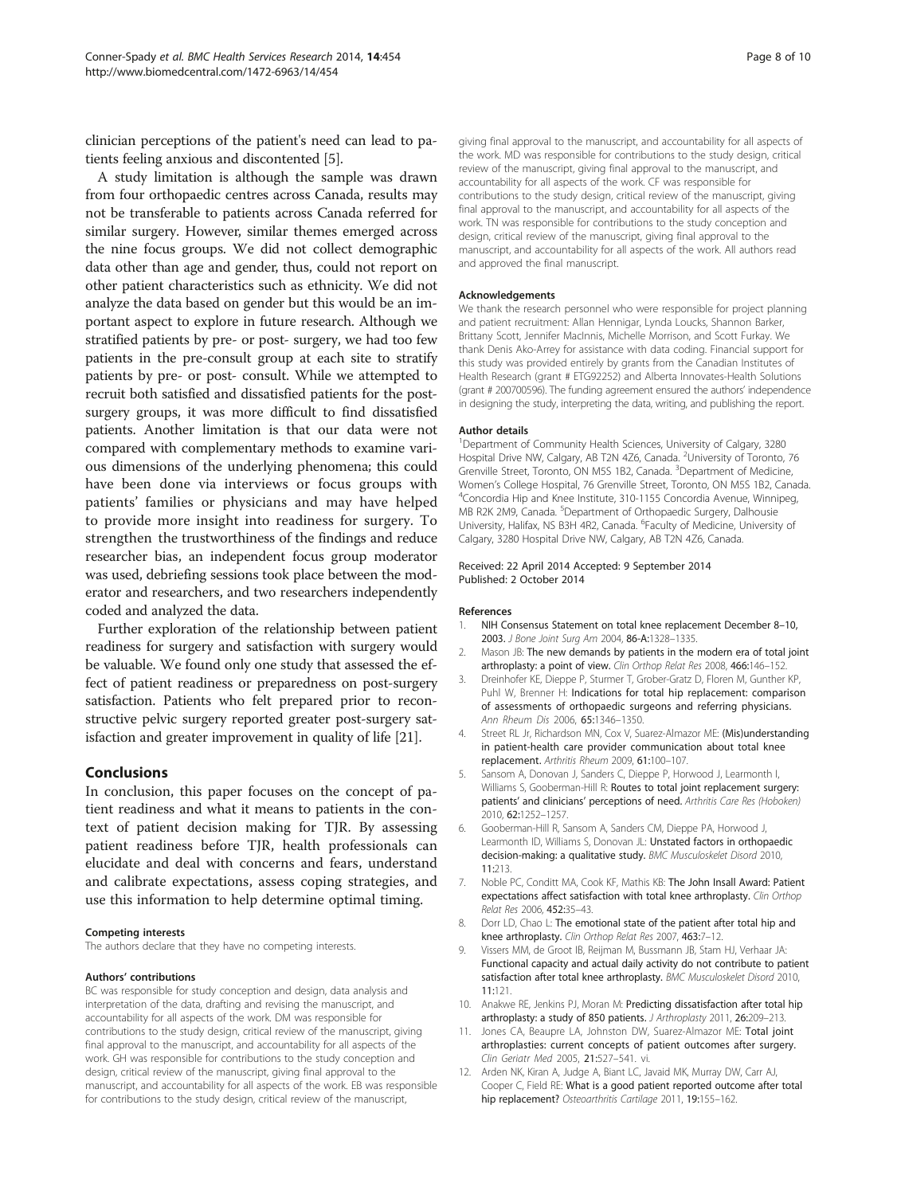clinician perceptions of the patient's need can lead to patients feeling anxious and discontented [5].

A study limitation is although the sample was drawn from four orthopaedic centres across Canada, results may not be transferable to patients across Canada referred for similar surgery. However, similar themes emerged across the nine focus groups. We did not collect demographic data other than age and gender, thus, could not report on other patient characteristics such as ethnicity. We did not analyze the data based on gender but this would be an important aspect to explore in future research. Although we stratified patients by pre- or post- surgery, we had too few patients in the pre-consult group at each site to stratify patients by pre- or post- consult. While we attempted to recruit both satisfied and dissatisfied patients for the post-surgery groups, it was more difficult to find dissatisfied patients. Another limitation is that our data were not compared with complementary methods to examine various dimensions of the underlying phenomena; this could have been done via interviews or focus groups with patients' families or physicians and may have helped to provide more insight into readiness for surgery. To strengthen the trustworthiness of the findings and reduce researcher bias, an independent focus group moderator was used, debriefing sessions took place between the moderator and researchers, and two researchers independently coded and analyzed the data.

Further exploration of the relationship between patient readiness for surgery and satisfaction with surgery would be valuable. We found only one study that assessed the effect of patient readiness or preparedness on post-surgery satisfaction. Patients who felt prepared prior to reconstructive pelvic surgery reported greater post-surgery satisfaction and greater improvement in quality of life [21].

## Conclusions

In conclusion, this paper focuses on the concept of patient readiness and what it means to patients in the context of patient decision making for TJR. By assessing patient readiness before TJR, health professionals can elucidate and deal with concerns and fears, understand and calibrate expectations, assess coping strategies, and use this information to help determine optimal timing.

#### Competing interests

The authors declare that they have no competing interests.

#### Authors' contributions

BC was responsible for study conception and design, data analysis and interpretation of the data, drafting and revising the manuscript, and accountability for all aspects of the work. DM was responsible for contributions to the study design, critical review of the manuscript, giving final approval to the manuscript, and accountability for all aspects of the work. GH was responsible for contributions to the study conception and design, critical review of the manuscript, giving final approval to the manuscript, and accountability for all aspects of the work. EB was responsible for contributions to the study design, critical review of the manuscript, giving final approval to the manuscript, and accountability for all aspects of the work. MD was responsible for contributions to the study design, critical review of the manuscript, giving final approval to the manuscript, and accountability for all aspects of the work. CF was responsible for contributions to the study design, critical review of the manuscript, giving final approval to the manuscript, and accountability for all aspects of the work. TN was responsible for contributions to the study conception and design, critical review of the manuscript, giving final approval to the manuscript, and accountability for all aspects of the work. All authors read and approved the final manuscript.

#### Acknowledgements

We thank the research personnel who were responsible for project planning and patient recruitment: Allan Hennigar, Lynda Loucks, Shannon Barker, Brittany Scott, Jennifer MacInnis, Michelle Morrison, and Scott Furkay. We thank Denis Ako-Arrey for assistance with data coding. Financial support for this study was provided entirely by grants from the Canadian Institutes of Health Research (grant # ETG92252) and Alberta Innovates-Health Solutions (grant # 200700596). The funding agreement ensured the authors' independence in designing the study, interpreting the data, writing, and publishing the report.

#### Author details

[1]Department of Community Health Sciences, University of Calgary, 3280 Hospital Drive NW, Calgary, AB T2N 4Z6, Canada. [2]University of Toronto, 76 Grenville Street, Toronto, ON M5S 1B2, Canada. [3]Department of Medicine, Women's College Hospital, 76 Grenville Street, Toronto, ON M5S 1B2, Canada. [4]Concordia Hip and Knee Institute, 310-1155 Concordia Avenue, Winnipeg, MB R2K 2M9, Canada. [5]Department of Orthopaedic Surgery, Dalhousie University, Halifax, NS B3H 4R2, Canada. [6]Faculty of Medicine, University of Calgary, 3280 Hospital Drive NW, Calgary, AB T2N 4Z6, Canada.

Received: 22 April 2014 Accepted: 9 September 2014
Published: 2 October 2014

#### References

1. NIH Consensus Statement on total knee replacement December 8–10, 2003. *J Bone Joint Surg Am* 2004, **86-A**:1328–1335.
2. Mason JB: **The new demands by patients in the modern era of total joint arthroplasty: a point of view.** *Clin Orthop Relat Res* 2008, **466**:146–152.
3. Dreinhofer KE, Dieppe P, Sturmer T, Grober-Gratz D, Floren M, Gunther KP, Puhl W, Brenner H: **Indications for total hip replacement: comparison of assessments of orthopaedic surgeons and referring physicians.** *Ann Rheum Dis* 2006, **65**:1346–1350.
4. Street RL Jr, Richardson MN, Cox V, Suarez-Almazor ME: **(Mis)understanding in patient-health care provider communication about total knee replacement.** *Arthritis Rheum* 2009, **61**:100–107.
5. Sansom A, Donovan J, Sanders C, Dieppe P, Horwood J, Learmonth I, Williams S, Gooberman-Hill R: **Routes to total joint replacement surgery: patients' and clinicians' perceptions of need.** *Arthritis Care Res (Hoboken)* 2010, **62**:1252–1257.
6. Gooberman-Hill R, Sansom A, Sanders CM, Dieppe PA, Horwood J, Learmonth ID, Williams S, Donovan JL: **Unstated factors in orthopaedic decision-making: a qualitative study.** *BMC Musculoskelet Disord* 2010, **11**:213.
7. Noble PC, Conditt MA, Cook KF, Mathis KB: **The John Insall Award: Patient expectations affect satisfaction with total knee arthroplasty.** *Clin Orthop Relat Res* 2006, **452**:35–43.
8. Dorr LD, Chao L: **The emotional state of the patient after total hip and knee arthroplasty.** *Clin Orthop Relat Res* 2007, **463**:7–12.
9. Vissers MM, de Groot IB, Reijman M, Bussmann JB, Stam HJ, Verhaar JA: **Functional capacity and actual daily activity do not contribute to patient satisfaction after total knee arthroplasty.** *BMC Musculoskelet Disord* 2010, **11**:121.
10. Anakwe RE, Jenkins PJ, Moran M: **Predicting dissatisfaction after total hip arthroplasty: a study of 850 patients.** *J Arthroplasty* 2011, **26**:209–213.
11. Jones CA, Beaupre LA, Johnston DW, Suarez-Almazor ME: **Total joint arthroplasties: current concepts of patient outcomes after surgery.** *Clin Geriatr Med* 2005, **21**:527–541. vi.
12. Arden NK, Kiran A, Judge A, Biant LC, Javaid MK, Murray DW, Carr AJ, Cooper C, Field RE: **What is a good patient reported outcome after total hip replacement?** *Osteoarthritis Cartilage* 2011, **19**:155–162.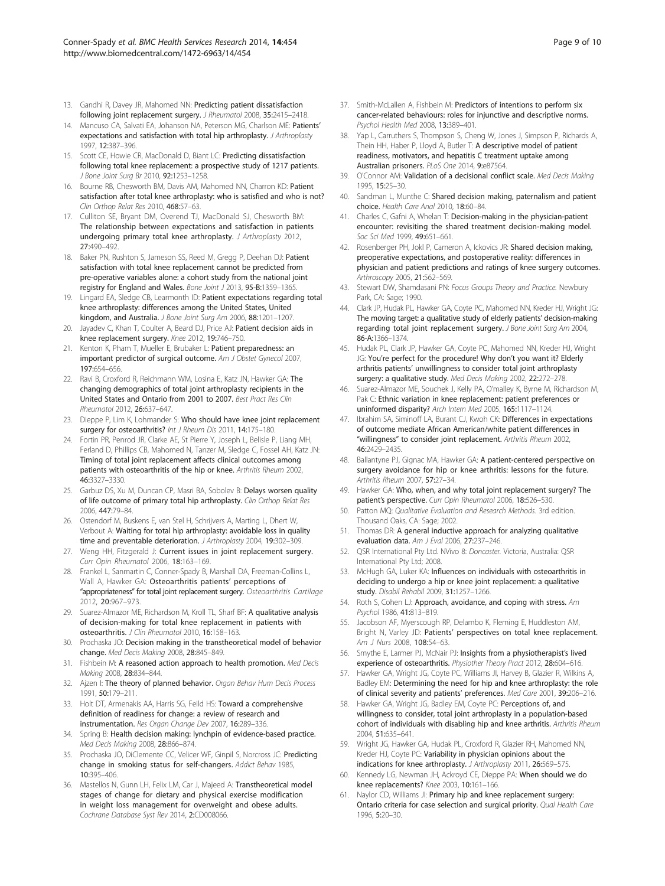13. Gandhi R, Davey JR, Mahomed NN: **Predicting patient dissatisfaction following joint replacement surgery.** *J Rheumatol* 2008, **35:**2415–2418.
14. Mancuso CA, Salvati EA, Johanson NA, Peterson MG, Charlson ME: **Patients' expectations and satisfaction with total hip arthroplasty.** *J Arthroplasty* 1997, **12:**387–396.
15. Scott CE, Howie CR, MacDonald D, Biant LC: **Predicting dissatisfaction following total knee replacement: a prospective study of 1217 patients.** *J Bone Joint Surg Br* 2010, **92:**1253–1258.
16. Bourne RB, Chesworth BM, Davis AM, Mahomed NN, Charron KD: **Patient satisfaction after total knee arthroplasty: who is satisfied and who is not?** *Clin Orthop Relat Res* 2010, **468:**57–63.
17. Culliton SE, Bryant DM, Overend TJ, MacDonald SJ, Chesworth BM: **The relationship between expectations and satisfaction in patients undergoing primary total knee arthroplasty.** *J Arthroplasty* 2012, **27:**490–492.
18. Baker PN, Rushton S, Jameson SS, Reed M, Gregg P, Deehan DJ: **Patient satisfaction with total knee replacement cannot be predicted from pre-operative variables alone: a cohort study from the national joint registry for England and Wales.** *Bone Joint J* 2013, **95-B:**1359–1365.
19. Lingard EA, Sledge CB, Learmonth ID: **Patient expectations regarding total knee arthroplasty: differences among the United States, United kingdom, and Australia.** *J Bone Joint Surg Am* 2006, **88:**1201–1207.
20. Jayadev C, Khan T, Coulter A, Beard DJ, Price AJ: **Patient decision aids in knee replacement surgery.** *Knee* 2012, **19:**746–750.
21. Kenton K, Pham T, Mueller E, Brubaker L: **Patient preparedness: an important predictor of surgical outcome.** *Am J Obstet Gynecol* 2007, **197:**654–656.
22. Ravi B, Croxford R, Reichmann WM, Losina E, Katz JN, Hawker GA: **The changing demographics of total joint arthroplasty recipients in the United States and Ontario from 2001 to 2007.** *Best Pract Res Clin Rheumatol* 2012, **26:**637–647.
23. Dieppe P, Lim K, Lohmander S: **Who should have knee joint replacement surgery for osteoarthritis?** *Int J Rheum Dis* 2011, **14:**175–180.
24. Fortin PR, Penrod JR, Clarke AE, St Pierre Y, Joseph L, Belisle P, Liang MH, Ferland D, Phillips CB, Mahomed N, Tanzer M, Sledge C, Fossel AH, Katz JN: **Timing of total joint replacement affects clinical outcomes among patients with osteoarthritis of the hip or knee.** *Arthritis Rheum* 2002, **46:**3327–3330.
25. Garbuz DS, Xu M, Duncan CP, Masri BA, Sobolev B: **Delays worsen quality of life outcome of primary total hip arthroplasty.** *Clin Orthop Relat Res* 2006, **447:**79–84.
26. Ostendorf M, Buskens E, van Stel H, Schrijvers A, Marting L, Dhert W, Verbout A: **Waiting for total hip arthroplasty: avoidable loss in quality time and preventable deterioration.** *J Arthroplasty* 2004, **19:**302–309.
27. Weng HH, Fitzgerald J: **Current issues in joint replacement surgery.** *Curr Opin Rheumatol* 2006, **18:**163–169.
28. Frankel L, Sanmartin C, Conner-Spady B, Marshall DA, Freeman-Collins L, Wall A, Hawker GA: **Osteoarthritis patients' perceptions of "appropriateness" for total joint replacement surgery.** *Osteoarthritis Cartilage* 2012, **20:**967–973.
29. Suarez-Almazor ME, Richardson M, Kroll TL, Sharf BF: **A qualitative analysis of decision-making for total knee replacement in patients with osteoarthritis.** *J Clin Rheumatol* 2010, **16:**158–163.
30. Prochaska JO: **Decision making in the transtheoretical model of behavior change.** *Med Decis Making* 2008, **28:**845–849.
31. Fishbein M: **A reasoned action approach to health promotion.** *Med Decis Making* 2008, **28:**834–844.
32. Ajzen I: **The theory of planned behavior.** *Organ Behav Hum Decis Process* 1991, **50:**179–211.
33. Holt DT, Armenakis AA, Harris SG, Feild HS: **Toward a comprehensive definition of readiness for change: a review of research and instrumentation.** *Res Organ Change Dev* 2007, **16:**289–336.
34. Spring B: **Health decision making: lynchpin of evidence-based practice.** *Med Decis Making* 2008, **28:**866–874.
35. Prochaska JO, DiClemente CC, Velicer WF, Ginpil S, Norcross JC: **Predicting change in smoking status for self-changers.** *Addict Behav* 1985, **10:**395–406.
36. Mastellos N, Gunn LH, Felix LM, Car J, Majeed A: **Transtheoretical model stages of change for dietary and physical exercise modification in weight loss management for overweight and obese adults.** *Cochrane Database Syst Rev* 2014, **2:**CD008066.
37. Smith-McLallen A, Fishbein M: **Predictors of intentions to perform six cancer-related behaviours: roles for injunctive and descriptive norms.** *Psychol Health Med* 2008, **13:**389–401.
38. Yap L, Carruthers S, Thompson S, Cheng W, Jones J, Simpson P, Richards A, Thein HH, Haber P, Lloyd A, Butler T: **A descriptive model of patient readiness, motivators, and hepatitis C treatment uptake among Australian prisoners.** *PLoS One* 2014, **9:**e87564.
39. O'Connor AM: **Validation of a decisional conflict scale.** *Med Decis Making* 1995, **15:**25–30.
40. Sandman L, Munthe C: **Shared decision making, paternalism and patient choice.** *Health Care Anal* 2010, **18:**60–84.
41. Charles C, Gafni A, Whelan T: **Decision-making in the physician-patient encounter: revisiting the shared treatment decision-making model.** *Soc Sci Med* 1999, **49:**651–661.
42. Rosenberger PH, Jokl P, Cameron A, Ickovics JR: **Shared decision making, preoperative expectations, and postoperative reality: differences in physician and patient predictions and ratings of knee surgery outcomes.** *Arthroscopy* 2005, **21:**562–569.
43. Stewart DW, Shamdasani PN: *Focus Groups Theory and Practice.* Newbury Park, CA: Sage; 1990.
44. Clark JP, Hudak PL, Hawker GA, Coyte PC, Mahomed NN, Kreder HJ, Wright JG: **The moving target: a qualitative study of elderly patients' decision-making regarding total joint replacement surgery.** *J Bone Joint Surg Am* 2004, **86-A:**1366–1374.
45. Hudak PL, Clark JP, Hawker GA, Coyte PC, Mahomed NN, Kreder HJ, Wright JG: **You're perfect for the procedure! Why don't you want it? Elderly arthritis patients' unwillingness to consider total joint arthroplasty surgery: a qualitative study.** *Med Decis Making* 2002, **22:**272–278.
46. Suarez-Almazor ME, Souchek J, Kelly PA, O'malley K, Byrne M, Richardson M, Pak C: **Ethnic variation in knee replacement: patient preferences or uninformed disparity?** *Arch Intern Med* 2005, **165:**1117–1124.
47. Ibrahim SA, Siminoff LA, Burant CJ, Kwoh CK: **Differences in expectations of outcome mediate African American/white patient differences in "willingness" to consider joint replacement.** *Arthritis Rheum* 2002, **46:**2429–2435.
48. Ballantyne PJ, Gignac MA, Hawker GA: **A patient-centered perspective on surgery avoidance for hip or knee arthritis: lessons for the future.** *Arthritis Rheum* 2007, **57:**27–34.
49. Hawker GA: **Who, when, and why total joint replacement surgery? The patient's perspective.** *Curr Opin Rheumatol* 2006, **18:**526–530.
50. Patton MQ: *Qualitative Evaluation and Research Methods.* 3rd edition. Thousand Oaks, CA: Sage; 2002.
51. Thomas DR: **A general inductive approach for analyzing qualitative evaluation data.** *Am J Eval* 2006, **27:**237–246.
52. QSR International Pty Ltd. NVivo 8: *Doncaster.* Victoria, Australia: QSR International Pty Ltd; 2008.
53. McHugh GA, Luker KA: **Influences on individuals with osteoarthritis in deciding to undergo a hip or knee joint replacement: a qualitative study.** *Disabil Rehabil* 2009, **31:**1257–1266.
54. Roth S, Cohen LJ: **Approach, avoidance, and coping with stress.** *Am Psychol* 1986, **41:**813–819.
55. Jacobson AF, Myerscough RP, Delambo K, Fleming E, Huddleston AM, Bright N, Varley JD: **Patients' perspectives on total knee replacement.** *Am J Nurs* 2008, **108:**54–63.
56. Smythe E, Larmer PJ, McNair PJ: **Insights from a physiotherapist's lived experience of osteoarthritis.** *Physiother Theory Pract* 2012, **28:**604–616.
57. Hawker GA, Wright JG, Coyte PC, Williams JI, Harvey B, Glazier R, Wilkins A, Badley EM: **Determining the need for hip and knee arthroplasty: the role of clinical severity and patients' preferences.** *Med Care* 2001, **39:**206–216.
58. Hawker GA, Wright JG, Badley EM, Coyte PC: **Perceptions of, and willingness to consider, total joint arthroplasty in a population-based cohort of individuals with disabling hip and knee arthritis.** *Arthritis Rheum* 2004, **51:**635–641.
59. Wright JG, Hawker GA, Hudak PL, Croxford R, Glazier RH, Mahomed NN, Kreder HJ, Coyte PC: **Variability in physician opinions about the indications for knee arthroplasty.** *J Arthroplasty* 2011, **26:**569–575.
60. Kennedy LG, Newman JH, Ackroyd CE, Dieppe PA: **When should we do knee replacements?** *Knee* 2003, **10:**161–166.
61. Naylor CD, Williams JI: **Primary hip and knee replacement surgery: Ontario criteria for case selection and surgical priority.** *Qual Health Care* 1996, **5:**20–30.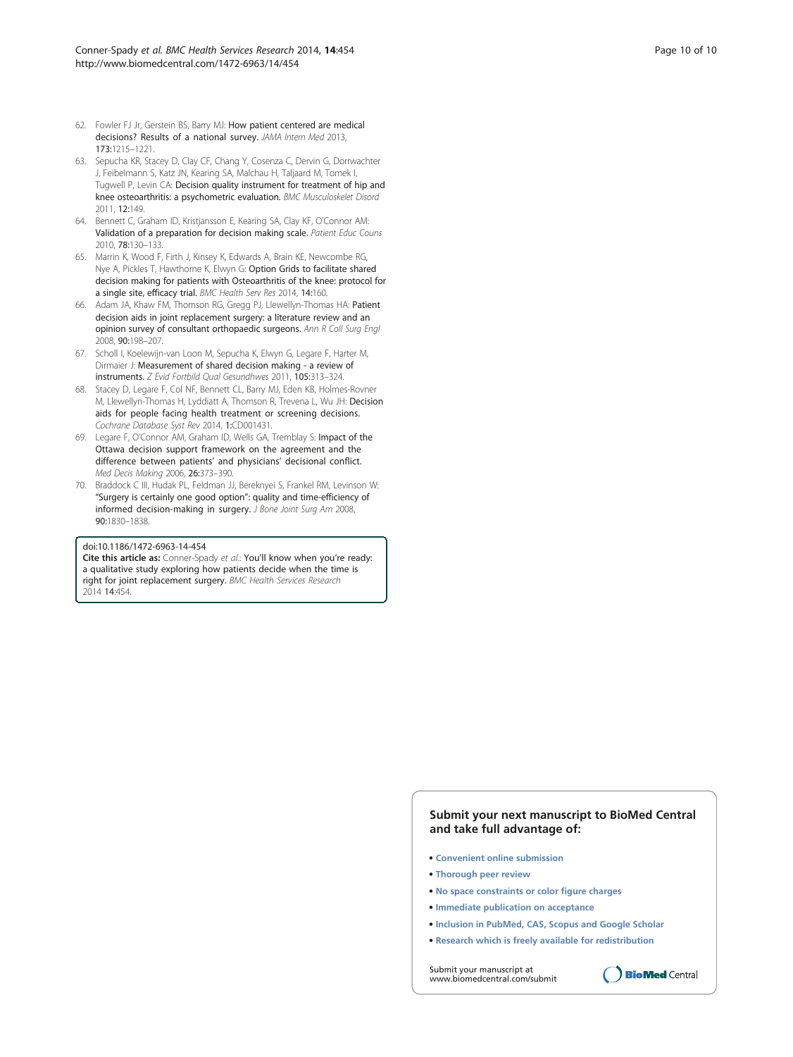62. Fowler FJ Jr, Gerstein BS, Barry MJ: **How patient centered are medical decisions? Results of a national survey.** *JAMA Intern Med* 2013, **173:**1215–1221.
63. Sepucha KR, Stacey D, Clay CF, Chang Y, Cosenza C, Dervin G, Dorrwachter J, Feibelmann S, Katz JN, Kearing SA, Malchau H, Taljaard M, Tomek I, Tugwell P, Levin CA: **Decision quality instrument for treatment of hip and knee osteoarthritis: a psychometric evaluation.** *BMC Musculoskelet Disord* 2011, **12:**149.
64. Bennett C, Graham ID, Kristjansson E, Kearing SA, Clay KF, O'Connor AM: **Validation of a preparation for decision making scale.** *Patient Educ Couns* 2010, **78:**130–133.
65. Marrin K, Wood F, Firth J, Kinsey K, Edwards A, Brain KE, Newcombe RG, Nye A, Pickles T, Hawthorne K, Elwyn G: **Option Grids to facilitate shared decision making for patients with Osteoarthritis of the knee: protocol for a single site, efficacy trial.** *BMC Health Serv Res* 2014, **14:**160.
66. Adam JA, Khaw FM, Thomson RG, Gregg PJ, Llewellyn-Thomas HA: **Patient decision aids in joint replacement surgery: a literature review and an opinion survey of consultant orthopaedic surgeons.** *Ann R Coll Surg Engl* 2008, **90:**198–207.
67. Scholl I, Koelewijn-van Loon M, Sepucha K, Elwyn G, Legare F, Harter M, Dirmaier J: **Measurement of shared decision making - a review of instruments.** *Z Evid Fortbild Qual Gesundhwes* 2011, **105:**313–324.
68. Stacey D, Legare F, Col NF, Bennett CL, Barry MJ, Eden KB, Holmes-Rovner M, Llewellyn-Thomas H, Lyddiatt A, Thomson R, Trevena L, Wu JH: **Decision aids for people facing health treatment or screening decisions.** *Cochrane Database Syst Rev* 2014, **1:**CD001431.
69. Legare F, O'Connor AM, Graham ID, Wells GA, Tremblay S: **Impact of the Ottawa decision support framework on the agreement and the difference between patients' and physicians' decisional conflict.** *Med Decis Making* 2006, **26:**373–390.
70. Braddock C III, Hudak PL, Feldman JJ, Bereknyei S, Frankel RM, Levinson W: **"Surgery is certainly one good option": quality and time-efficiency of informed decision-making in surgery.** *J Bone Joint Surg Am* 2008, **90:**1830–1838.

doi:10.1186/1472-6963-14-454

**Cite this article as:** Conner-Spady *et al.*: You'll know when you're ready: a qualitative study exploring how patients decide when the time is right for joint replacement surgery. *BMC Health Services Research* 2014 **14**:454.

**Submit your next manuscript to BioMed Central and take full advantage of:**

- **Convenient online submission**
- **Thorough peer review**
- **No space constraints or color figure charges**
- **Immediate publication on acceptance**
- **Inclusion in PubMed, CAS, Scopus and Google Scholar**
- **Research which is freely available for redistribution**

Submit your manuscript at www.biomedcentral.com/submit

BioMed Central